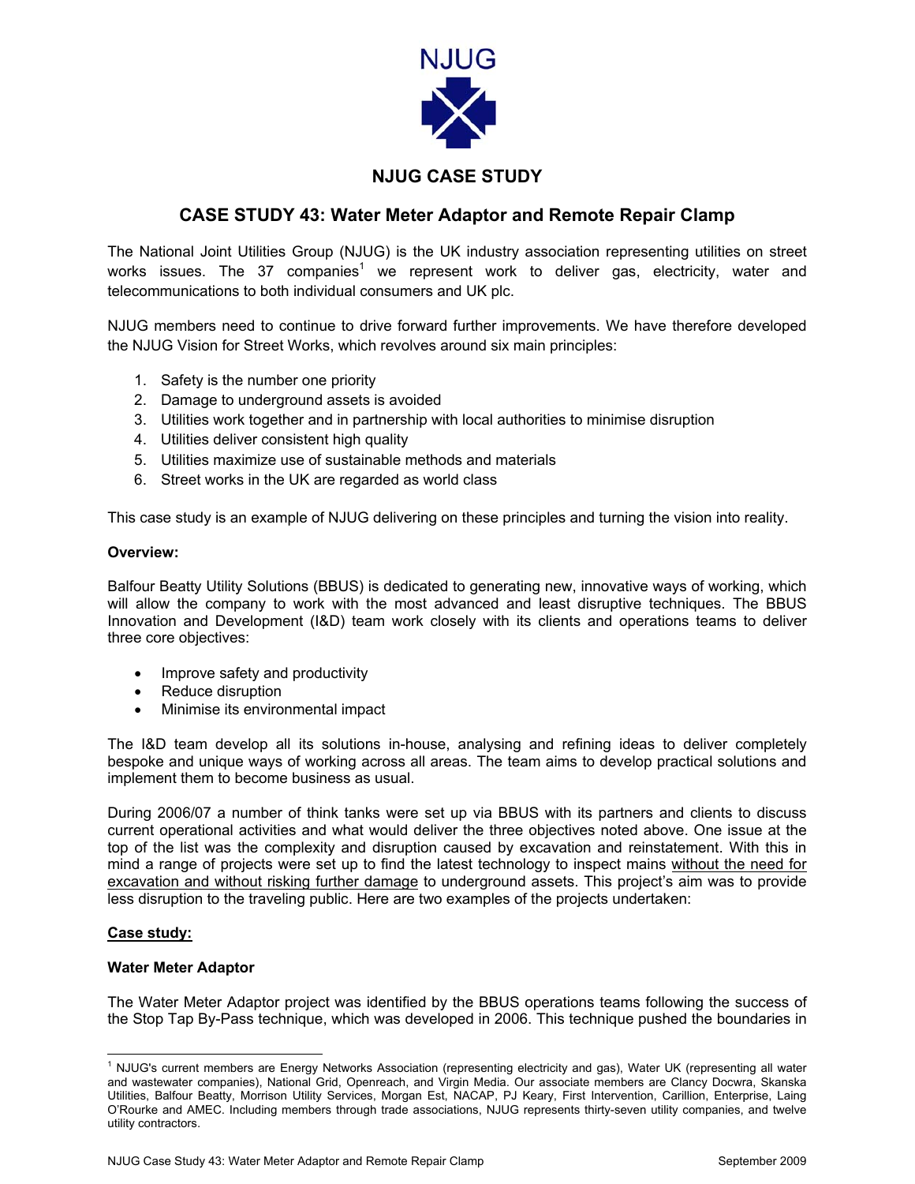NJUG

# NJUG CASE STUDY

## CASE STUDY 43: Water Meter Adaptor and Remote Repair Clamp

The National Joint Utilities Group (NJUG) is the UK industry association representing utilities on street works issues. The 37 companies[1] we represent work to deliver gas, electricity, water and telecommunications to both individual consumers and UK plc.

NJUG members need to continue to drive forward further improvements. We have therefore developed the NJUG Vision for Street Works, which revolves around six main principles:

1. Safety is the number one priority
2. Damage to underground assets is avoided
3. Utilities work together and in partnership with local authorities to minimise disruption
4. Utilities deliver consistent high quality
5. Utilities maximize use of sustainable methods and materials
6. Street works in the UK are regarded as world class

This case study is an example of NJUG delivering on these principles and turning the vision into reality.

**Overview:**

Balfour Beatty Utility Solutions (BBUS) is dedicated to generating new, innovative ways of working, which will allow the company to work with the most advanced and least disruptive techniques. The BBUS Innovation and Development (I&D) team work closely with its clients and operations teams to deliver three core objectives:

- Improve safety and productivity
- Reduce disruption
- Minimise its environmental impact

The I&D team develop all its solutions in-house, analysing and refining ideas to deliver completely bespoke and unique ways of working across all areas. The team aims to develop practical solutions and implement them to become business as usual.

During 2006/07 a number of think tanks were set up via BBUS with its partners and clients to discuss current operational activities and what would deliver the three objectives noted above. One issue at the top of the list was the complexity and disruption caused by excavation and reinstatement. With this in mind a range of projects were set up to find the latest technology to inspect mains without the need for excavation and without risking further damage to underground assets. This project's aim was to provide less disruption to the traveling public. Here are two examples of the projects undertaken:

**Case study:**

**Water Meter Adaptor**

The Water Meter Adaptor project was identified by the BBUS operations teams following the success of the Stop Tap By-Pass technique, which was developed in 2006. This technique pushed the boundaries in

[1] NJUG's current members are Energy Networks Association (representing electricity and gas), Water UK (representing all water and wastewater companies), National Grid, Openreach, and Virgin Media. Our associate members are Clancy Docwra, Skanska Utilities, Balfour Beatty, Morrison Utility Services, Morgan Est, NACAP, PJ Keary, First Intervention, Carillion, Enterprise, Laing O'Rourke and AMEC. Including members through trade associations, NJUG represents thirty-seven utility companies, and twelve utility contractors.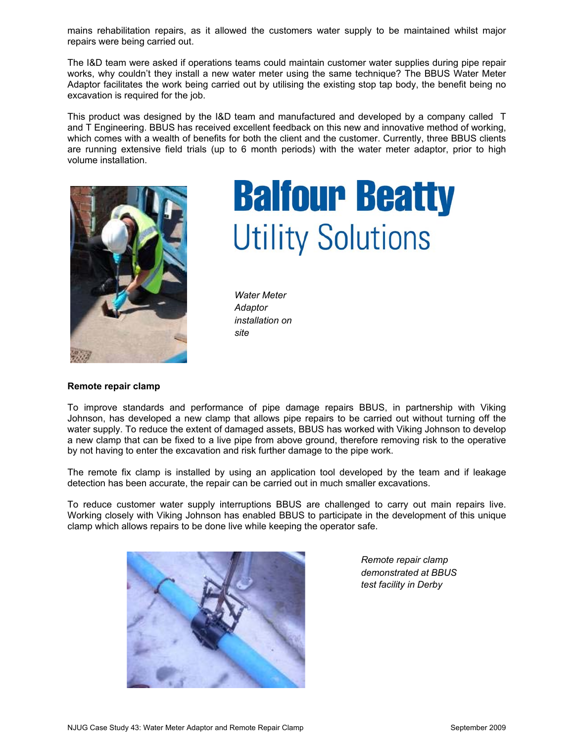mains rehabilitation repairs, as it allowed the customers water supply to be maintained whilst major repairs were being carried out.

The I&D team were asked if operations teams could maintain customer water supplies during pipe repair works, why couldn't they install a new water meter using the same technique? The BBUS Water Meter Adaptor facilitates the work being carried out by utilising the existing stop tap body, the benefit being no excavation is required for the job.

This product was designed by the I&D team and manufactured and developed by a company called T and T Engineering. BBUS has received excellent feedback on this new and innovative method of working, which comes with a wealth of benefits for both the client and the customer. Currently, three BBUS clients are running extensive field trials (up to 6 month periods) with the water meter adaptor, prior to high volume installation.

**Balfour Beatty**
Utility Solutions

*Water Meter Adaptor installation on site*

**Remote repair clamp**

To improve standards and performance of pipe damage repairs BBUS, in partnership with Viking Johnson, has developed a new clamp that allows pipe repairs to be carried out without turning off the water supply. To reduce the extent of damaged assets, BBUS has worked with Viking Johnson to develop a new clamp that can be fixed to a live pipe from above ground, therefore removing risk to the operative by not having to enter the excavation and risk further damage to the pipe work.

The remote fix clamp is installed by using an application tool developed by the team and if leakage detection has been accurate, the repair can be carried out in much smaller excavations.

To reduce customer water supply interruptions BBUS are challenged to carry out main repairs live. Working closely with Viking Johnson has enabled BBUS to participate in the development of this unique clamp which allows repairs to be done live while keeping the operator safe.

*Remote repair clamp demonstrated at BBUS test facility in Derby*